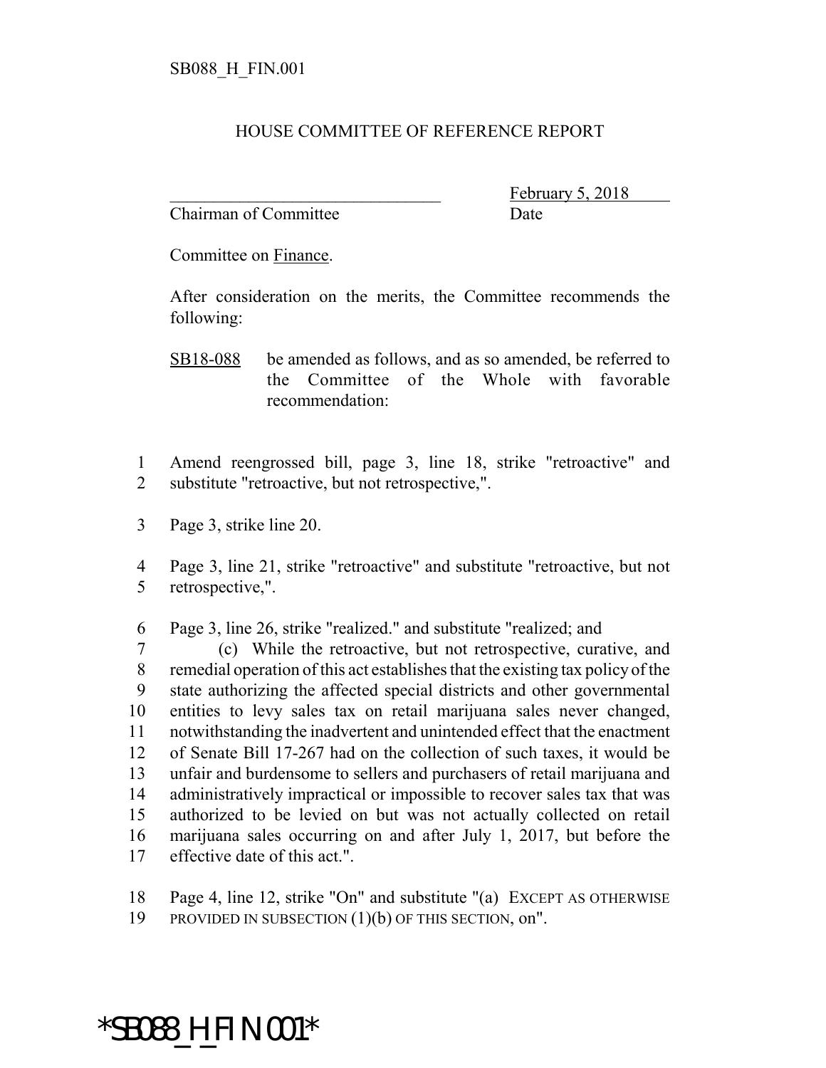SB088_H_FIN.001

# HOUSE COMMITTEE OF REFERENCE REPORT

________________________________ February 5, 2018
Chairman of Committee Date

Committee on Finance.

After consideration on the merits, the Committee recommends the following:

SB18-088 be amended as follows, and as so amended, be referred to the Committee of the Whole with favorable recommendation:

1 Amend reengrossed bill, page 3, line 18, strike "retroactive" and
2 substitute "retroactive, but not retrospective,".

3 Page 3, strike line 20.

4 Page 3, line 21, strike "retroactive" and substitute "retroactive, but not
5 retrospective,".

6 Page 3, line 26, strike "realized." and substitute "realized; and
7 (c) While the retroactive, but not retrospective, curative, and
8 remedial operation of this act establishes that the existing tax policy of the
9 state authorizing the affected special districts and other governmental
10 entities to levy sales tax on retail marijuana sales never changed,
11 notwithstanding the inadvertent and unintended effect that the enactment
12 of Senate Bill 17-267 had on the collection of such taxes, it would be
13 unfair and burdensome to sellers and purchasers of retail marijuana and
14 administratively impractical or impossible to recover sales tax that was
15 authorized to be levied on but was not actually collected on retail
16 marijuana sales occurring on and after July 1, 2017, but before the
17 effective date of this act.".

18 Page 4, line 12, strike "On" and substitute "(a) EXCEPT AS OTHERWISE
19 PROVIDED IN SUBSECTION (1)(b) OF THIS SECTION, on".

*SB088_H_FIN.001*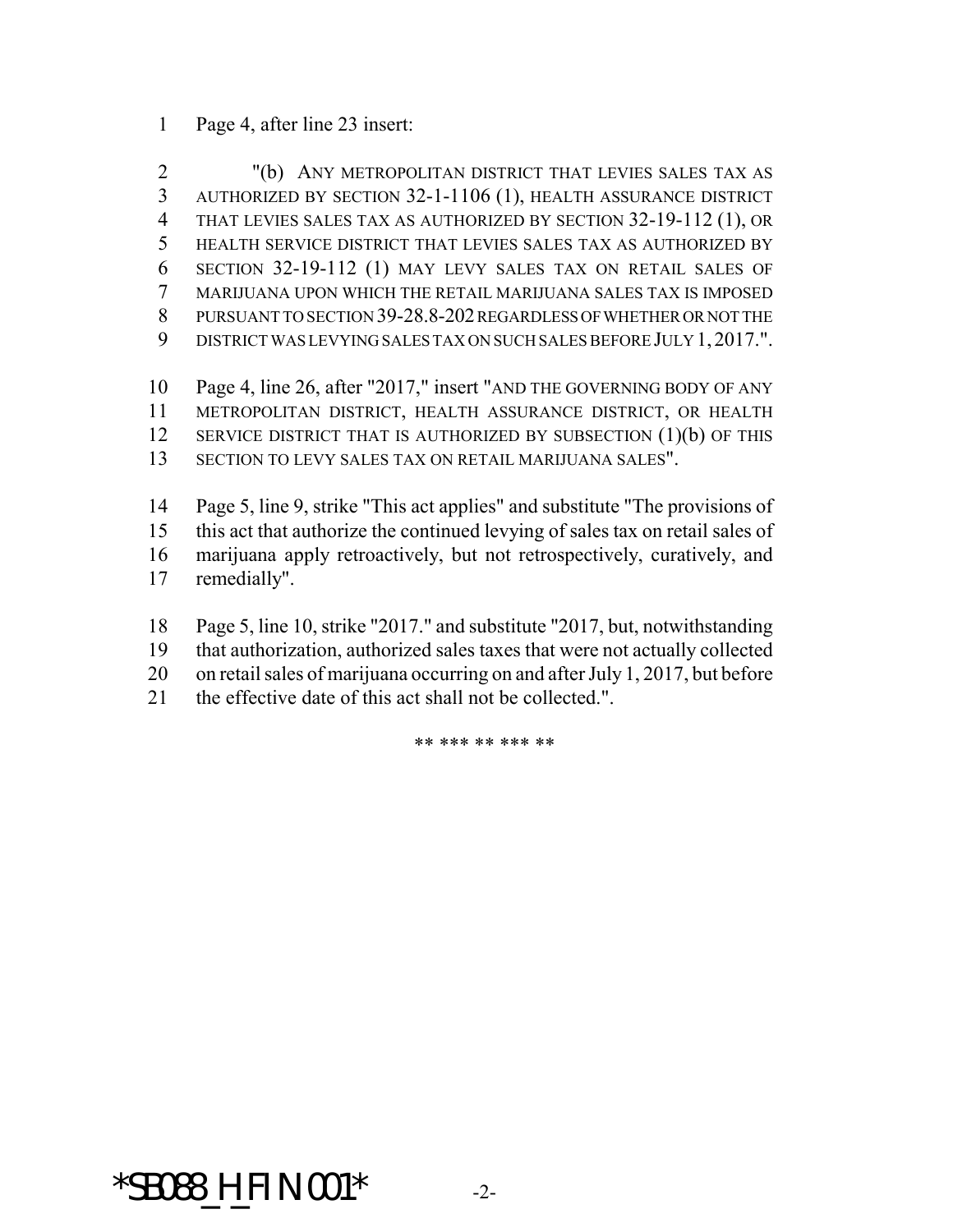Page 4, after line 23 insert:

"(b) ANY METROPOLITAN DISTRICT THAT LEVIES SALES TAX AS AUTHORIZED BY SECTION 32-1-1106 (1), HEALTH ASSURANCE DISTRICT THAT LEVIES SALES TAX AS AUTHORIZED BY SECTION 32-19-112 (1), OR HEALTH SERVICE DISTRICT THAT LEVIES SALES TAX AS AUTHORIZED BY SECTION 32-19-112 (1) MAY LEVY SALES TAX ON RETAIL SALES OF MARIJUANA UPON WHICH THE RETAIL MARIJUANA SALES TAX IS IMPOSED PURSUANT TO SECTION 39-28.8-202 REGARDLESS OF WHETHER OR NOT THE DISTRICT WAS LEVYING SALES TAX ON SUCH SALES BEFORE JULY 1, 2017.".

Page 4, line 26, after "2017," insert "AND THE GOVERNING BODY OF ANY METROPOLITAN DISTRICT, HEALTH ASSURANCE DISTRICT, OR HEALTH SERVICE DISTRICT THAT IS AUTHORIZED BY SUBSECTION (1)(b) OF THIS SECTION TO LEVY SALES TAX ON RETAIL MARIJUANA SALES".

Page 5, line 9, strike "This act applies" and substitute "The provisions of this act that authorize the continued levying of sales tax on retail sales of marijuana apply retroactively, but not retrospectively, curatively, and remedially".

Page 5, line 10, strike "2017." and substitute "2017, but, notwithstanding that authorization, authorized sales taxes that were not actually collected on retail sales of marijuana occurring on and after July 1, 2017, but before the effective date of this act shall not be collected.".

** *** ** *** **

*SB088_H_FIN.001*